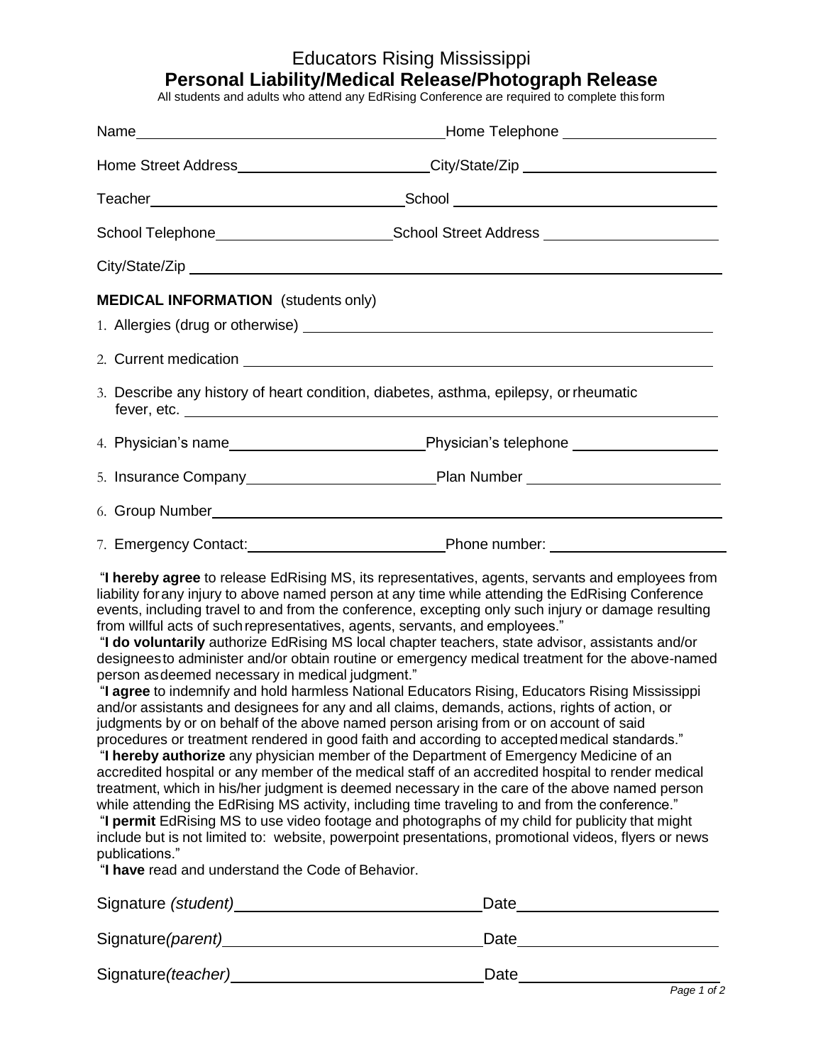# Educators Rising Mississippi

## Personal Liability/Medical Release/Photograph Release

All students and adults who attend any EdRising Conference are required to complete this form

Name\_\_\_\_\_\_\_\_\_\_\_\_\_\_\_\_\_\_\_\_\_\_\_\_\_\_\_\_\_\_\_\_\_\_\_\_Home Telephone \_\_\_\_\_\_\_\_\_\_\_\_\_\_\_\_\_\_

Home Street Address\_\_\_\_\_\_\_\_\_\_\_\_\_\_\_\_\_\_\_\_\_\_\_City/State/Zip \_\_\_\_\_\_\_\_\_\_\_\_\_\_\_\_\_\_\_\_\_\_\_

Teacher\_\_\_\_\_\_\_\_\_\_\_\_\_\_\_\_\_\_\_\_\_\_\_\_\_\_\_\_\_\_\_School \_\_\_\_\_\_\_\_\_\_\_\_\_\_\_\_\_\_\_\_\_\_\_\_\_\_\_\_\_\_\_\_

School Telephone\_\_\_\_\_\_\_\_\_\_\_\_\_\_\_\_\_\_\_\_\_\_School Street Address \_\_\_\_\_\_\_\_\_\_\_\_\_\_\_\_\_\_\_\_\_

City/State/Zip \_\_\_\_\_\_\_\_\_\_\_\_\_\_\_\_\_\_\_\_\_\_\_\_\_\_\_\_\_\_\_\_\_\_\_\_\_\_\_\_\_\_\_\_\_\_\_\_\_\_\_\_\_\_\_\_\_\_\_\_\_\_\_\_\_

**MEDICAL INFORMATION** (students only)

1. Allergies (drug or otherwise) \_\_\_\_\_\_\_\_\_\_\_\_\_\_\_\_\_\_\_\_\_\_\_\_\_\_\_\_\_\_\_\_\_\_\_\_\_\_\_\_\_\_\_\_\_\_\_\_\_\_\_
2. Current medication \_\_\_\_\_\_\_\_\_\_\_\_\_\_\_\_\_\_\_\_\_\_\_\_\_\_\_\_\_\_\_\_\_\_\_\_\_\_\_\_\_\_\_\_\_\_\_\_\_\_\_\_\_\_\_\_\_\_
3. Describe any history of heart condition, diabetes, asthma, epilepsy, or rheumatic fever, etc. \_\_\_\_\_\_\_\_\_\_\_\_\_\_\_\_\_\_\_\_\_\_\_\_\_\_\_\_\_\_\_\_\_\_\_\_\_\_\_\_\_\_\_\_\_\_\_\_\_\_\_\_\_\_\_\_\_\_\_\_\_\_\_\_\_\_\_\_\_\_\_\_\_\_
4. Physician's name\_\_\_\_\_\_\_\_\_\_\_\_\_\_\_\_\_\_\_\_\_\_\_\_Physician's telephone \_\_\_\_\_\_\_\_\_\_\_\_\_\_\_\_\_\_
5. Insurance Company\_\_\_\_\_\_\_\_\_\_\_\_\_\_\_\_\_\_\_\_\_\_\_Plan Number \_\_\_\_\_\_\_\_\_\_\_\_\_\_\_\_\_\_\_\_\_\_\_
6. Group Number\_\_\_\_\_\_\_\_\_\_\_\_\_\_\_\_\_\_\_\_\_\_\_\_\_\_\_\_\_\_\_\_\_\_\_\_\_\_\_\_\_\_\_\_\_\_\_\_\_\_\_\_\_\_\_\_\_\_\_\_\_\_\_\_
7. Emergency Contact:\_\_\_\_\_\_\_\_\_\_\_\_\_\_\_\_\_\_\_\_\_\_\_\_Phone number: \_\_\_\_\_\_\_\_\_\_\_\_\_\_\_\_\_\_\_\_\_\_

"**I hereby agree** to release EdRising MS, its representatives, agents, servants and employees from liability for any injury to above named person at any time while attending the EdRising Conference events, including travel to and from the conference, excepting only such injury or damage resulting from willful acts of such representatives, agents, servants, and employees."

"**I do voluntarily** authorize EdRising MS local chapter teachers, state advisor, assistants and/or designees to administer and/or obtain routine or emergency medical treatment for the above-named person as deemed necessary in medical judgment."

"**I agree** to indemnify and hold harmless National Educators Rising, Educators Rising Mississippi and/or assistants and designees for any and all claims, demands, actions, rights of action, or judgments by or on behalf of the above named person arising from or on account of said procedures or treatment rendered in good faith and according to accepted medical standards."

"**I hereby authorize** any physician member of the Department of Emergency Medicine of an accredited hospital or any member of the medical staff of an accredited hospital to render medical treatment, which in his/her judgment is deemed necessary in the care of the above named person while attending the EdRising MS activity, including time traveling to and from the conference."

"**I permit** EdRising MS to use video footage and photographs of my child for publicity that might include but is not limited to: website, powerpoint presentations, promotional videos, flyers or news publications."

"**I have** read and understand the Code of Behavior.

Signature *(student)*\_\_\_\_\_\_\_\_\_\_\_\_\_\_\_\_\_\_\_\_\_\_\_\_\_\_\_\_Date\_\_\_\_\_\_\_\_\_\_\_\_\_\_\_\_\_\_\_\_\_\_\_

Signature*(parent)*\_\_\_\_\_\_\_\_\_\_\_\_\_\_\_\_\_\_\_\_\_\_\_\_\_\_\_\_\_\_Date\_\_\_\_\_\_\_\_\_\_\_\_\_\_\_\_\_\_\_\_\_\_\_

Signature*(teacher)*\_\_\_\_\_\_\_\_\_\_\_\_\_\_\_\_\_\_\_\_\_\_\_\_\_\_\_\_Date\_\_\_\_\_\_\_\_\_\_\_\_\_\_\_\_\_\_\_\_\_\_\_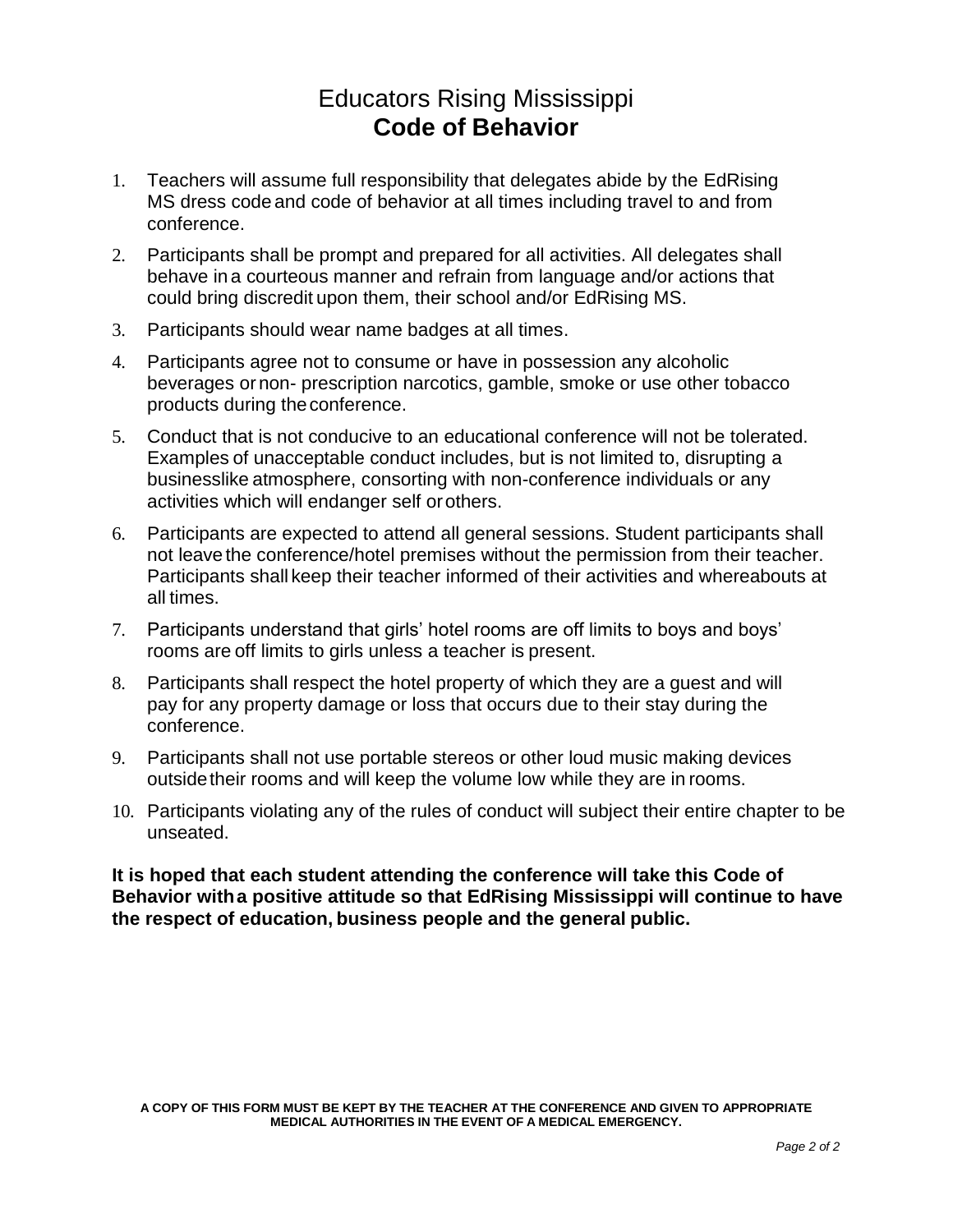# Educators Rising Mississippi
# **Code of Behavior**

1. Teachers will assume full responsibility that delegates abide by the EdRising MS dress code and code of behavior at all times including travel to and from conference.
2. Participants shall be prompt and prepared for all activities. All delegates shall behave in a courteous manner and refrain from language and/or actions that could bring discredit upon them, their school and/or EdRising MS.
3. Participants should wear name badges at all times.
4. Participants agree not to consume or have in possession any alcoholic beverages or non- prescription narcotics, gamble, smoke or use other tobacco products during the conference.
5. Conduct that is not conducive to an educational conference will not be tolerated. Examples of unacceptable conduct includes, but is not limited to, disrupting a businesslike atmosphere, consorting with non-conference individuals or any activities which will endanger self or others.
6. Participants are expected to attend all general sessions. Student participants shall not leave the conference/hotel premises without the permission from their teacher. Participants shall keep their teacher informed of their activities and whereabouts at all times.
7. Participants understand that girls' hotel rooms are off limits to boys and boys' rooms are off limits to girls unless a teacher is present.
8. Participants shall respect the hotel property of which they are a guest and will pay for any property damage or loss that occurs due to their stay during the conference.
9. Participants shall not use portable stereos or other loud music making devices outside their rooms and will keep the volume low while they are in rooms.
10. Participants violating any of the rules of conduct will subject their entire chapter to be unseated.

**It is hoped that each student attending the conference will take this Code of Behavior with a positive attitude so that EdRising Mississippi will continue to have the respect of education, business people and the general public.**

**A COPY OF THIS FORM MUST BE KEPT BY THE TEACHER AT THE CONFERENCE AND GIVEN TO APPROPRIATE MEDICAL AUTHORITIES IN THE EVENT OF A MEDICAL EMERGENCY.**